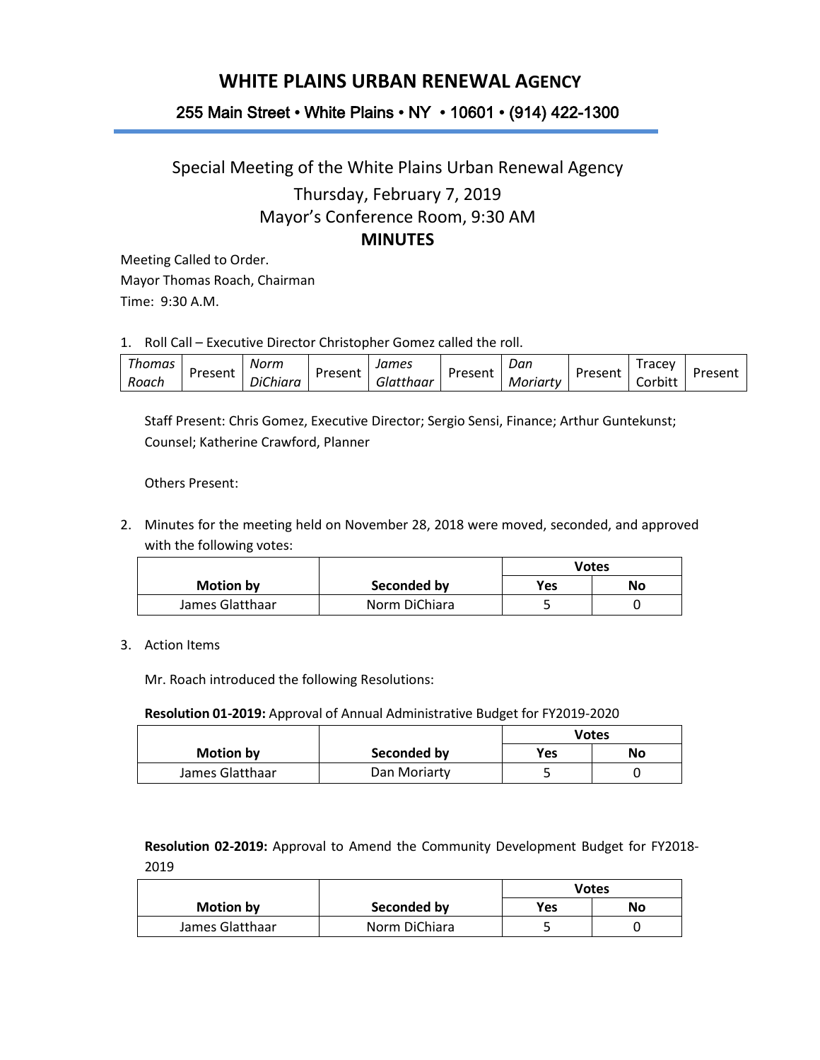# WHITE PLAINS URBAN RENEWAL AGENCY

### 255 Main Street • White Plains • NY • 10601 • (914) 422-1300

## Special Meeting of the White Plains Urban Renewal Agency
## Thursday, February 7, 2019
## Mayor's Conference Room, 9:30 AM
## MINUTES

Meeting Called to Order.
Mayor Thomas Roach, Chairman
Time: 9:30 A.M.

1. Roll Call – Executive Director Christopher Gomez called the roll.

| *Thomas Roach* | Present | *Norm DiChiara* | Present | *James Glatthaar* | Present | *Dan Moriarty* | Present | Tracey Corbitt | Present |
|---|---|---|---|---|---|---|---|---|---|

Staff Present: Chris Gomez, Executive Director; Sergio Sensi, Finance; Arthur Guntekunst; Counsel; Katherine Crawford, Planner

Others Present:

2. Minutes for the meeting held on November 28, 2018 were moved, seconded, and approved with the following votes:

| Motion by | Seconded by | Votes | |
|---|---|---|---|
| | | **Yes** | **No** |
| James Glatthaar | Norm DiChiara | 5 | 0 |

3. Action Items

Mr. Roach introduced the following Resolutions:

**Resolution 01-2019:** Approval of Annual Administrative Budget for FY2019-2020

| Motion by | Seconded by | Votes | |
|---|---|---|---|
| | | **Yes** | **No** |
| James Glatthaar | Dan Moriarty | 5 | 0 |

**Resolution 02-2019:** Approval to Amend the Community Development Budget for FY2018-2019

| Motion by | Seconded by | Votes | |
|---|---|---|---|
| | | **Yes** | **No** |
| James Glatthaar | Norm DiChiara | 5 | 0 |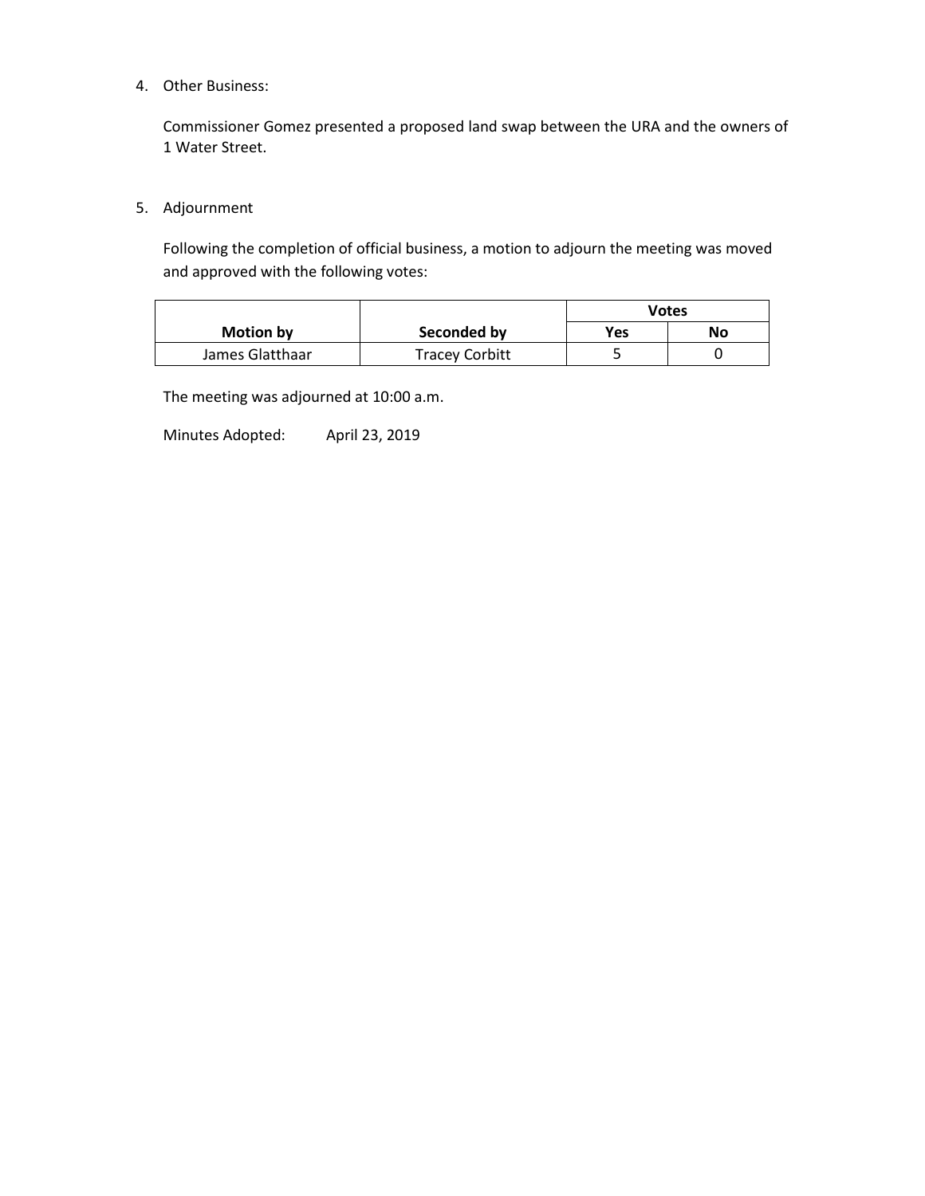4. Other Business:

   Commissioner Gomez presented a proposed land swap between the URA and the owners of 1 Water Street.

5. Adjournment

   Following the completion of official business, a motion to adjourn the meeting was moved and approved with the following votes:

| | | Votes | |
|---|---|---|---|
| **Motion by** | **Seconded by** | **Yes** | **No** |
| James Glatthaar | Tracey Corbitt | 5 | 0 |

   The meeting was adjourned at 10:00 a.m.

   Minutes Adopted: April 23, 2019